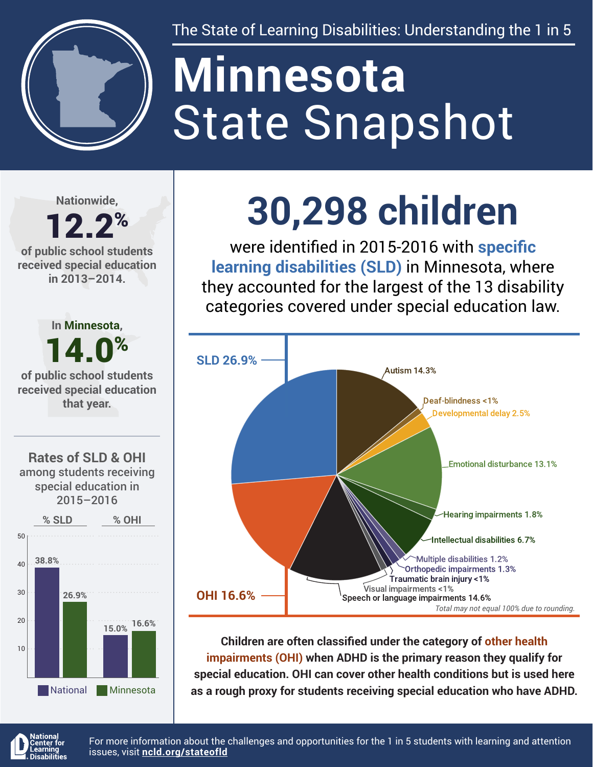The State of Learning Disabilities: Understanding the 1 in 5

# Minnesota State Snapshot

Nationwide, **12.2%** of public school students received special education in 2013–2014.

In Minnesota, **14.0%** of public school students received special education that year.

## Rates of SLD & OHI among students receiving special education in 2015–2016

| | National | Minnesota |
|---|---|---|
| % SLD | 38.8% | 26.9% |
| % OHI | 15.0% | 16.6% |

## 30,298 children

were identified in 2015-2016 with **specific learning disabilities (SLD)** in Minnesota, where they accounted for the largest of the 13 disability categories covered under special education law.

| Disability category | Percent |
|---|---|
| SLD | 26.9% |
| Autism | 14.3% |
| Deaf-blindness | <1% |
| Developmental delay | 2.5% |
| Emotional disturbance | 13.1% |
| Hearing impairments | 1.8% |
| Intellectual disabilities | 6.7% |
| Multiple disabilities | 1.2% |
| Orthopedic impairments | 1.3% |
| Traumatic brain injury | <1% |
| Visual impairments | <1% |
| Speech or language impairments | 14.6% |
| OHI | 16.6% |

*Total may not equal 100% due to rounding.*

**Children are often classified under the category of other health impairments (OHI) when ADHD is the primary reason they qualify for special education. OHI can cover other health conditions but is used here as a rough proxy for students receiving special education who have ADHD.**

National Center for Learning Disabilities

For more information about the challenges and opportunities for the 1 in 5 students with learning and attention issues, visit **ncld.org/stateofld**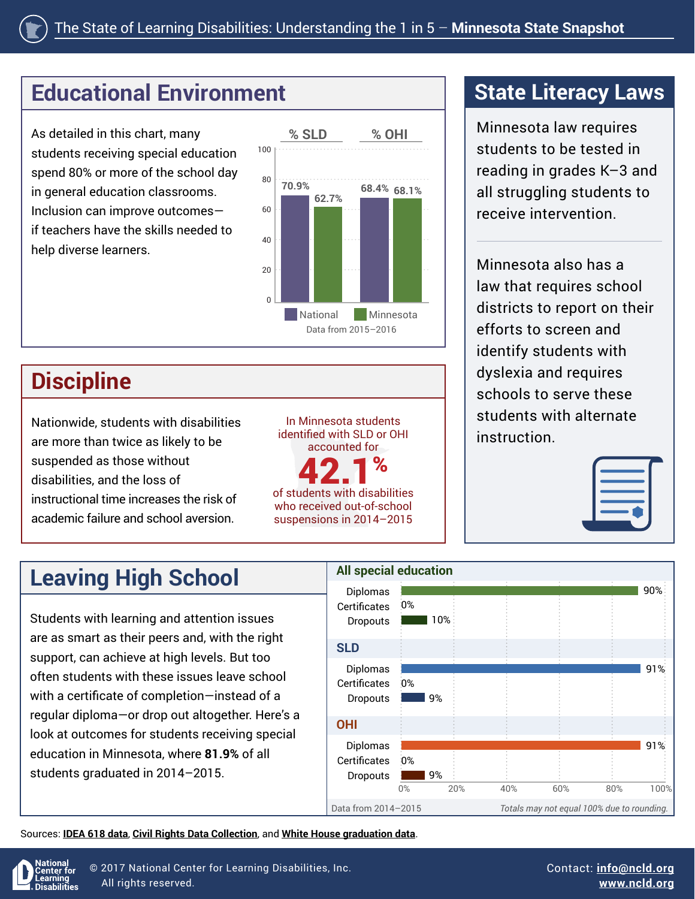# The State of Learning Disabilities: Understanding the 1 in 5 – **Minnesota State Snapshot**

## Educational Environment

As detailed in this chart, many students receiving special education spend 80% or more of the school day in general education classrooms. Inclusion can improve outcomes—if teachers have the skills needed to help diverse learners.

% SLD
% OHI
100
80
60
40
20
0
70.9%
62.7%
68.4%
68.1%
National
Minnesota
Data from 2015–2016

## State Literacy Laws

Minnesota law requires students to be tested in reading in grades K–3 and all struggling students to receive intervention.

Minnesota also has a law that requires school districts to report on their efforts to screen and identify students with dyslexia and requires schools to serve these students with alternate instruction.

## Discipline

Nationwide, students with disabilities are more than twice as likely to be suspended as those without disabilities, and the loss of instructional time increases the risk of academic failure and school aversion.

In Minnesota students identified with SLD or OHI accounted for **42.1%** of students with disabilities who received out-of-school suspensions in 2014–2015

## Leaving High School

Students with learning and attention issues are as smart as their peers and, with the right support, can achieve at high levels. But too often students with these issues leave school with a certificate of completion—instead of a regular diploma—or drop out altogether. Here's a look at outcomes for students receiving special education in Minnesota, where **81.9%** of all students graduated in 2014–2015.

**All special education**
Diplomas 90%
Certificates 0%
Dropouts 10%

**SLD**
Diplomas 91%
Certificates 0%
Dropouts 9%

**OHI**
Diplomas 91%
Certificates 0%
Dropouts 9%

0% 20% 40% 60% 80% 100%

Data from 2014–2015

*Totals may not equal 100% due to rounding.*

Sources: **IDEA 618 data**, **Civil Rights Data Collection**, and **White House graduation data**.

© 2017 National Center for Learning Disabilities, Inc. All rights reserved.

Contact: **info@ncld.org** **www.ncld.org**